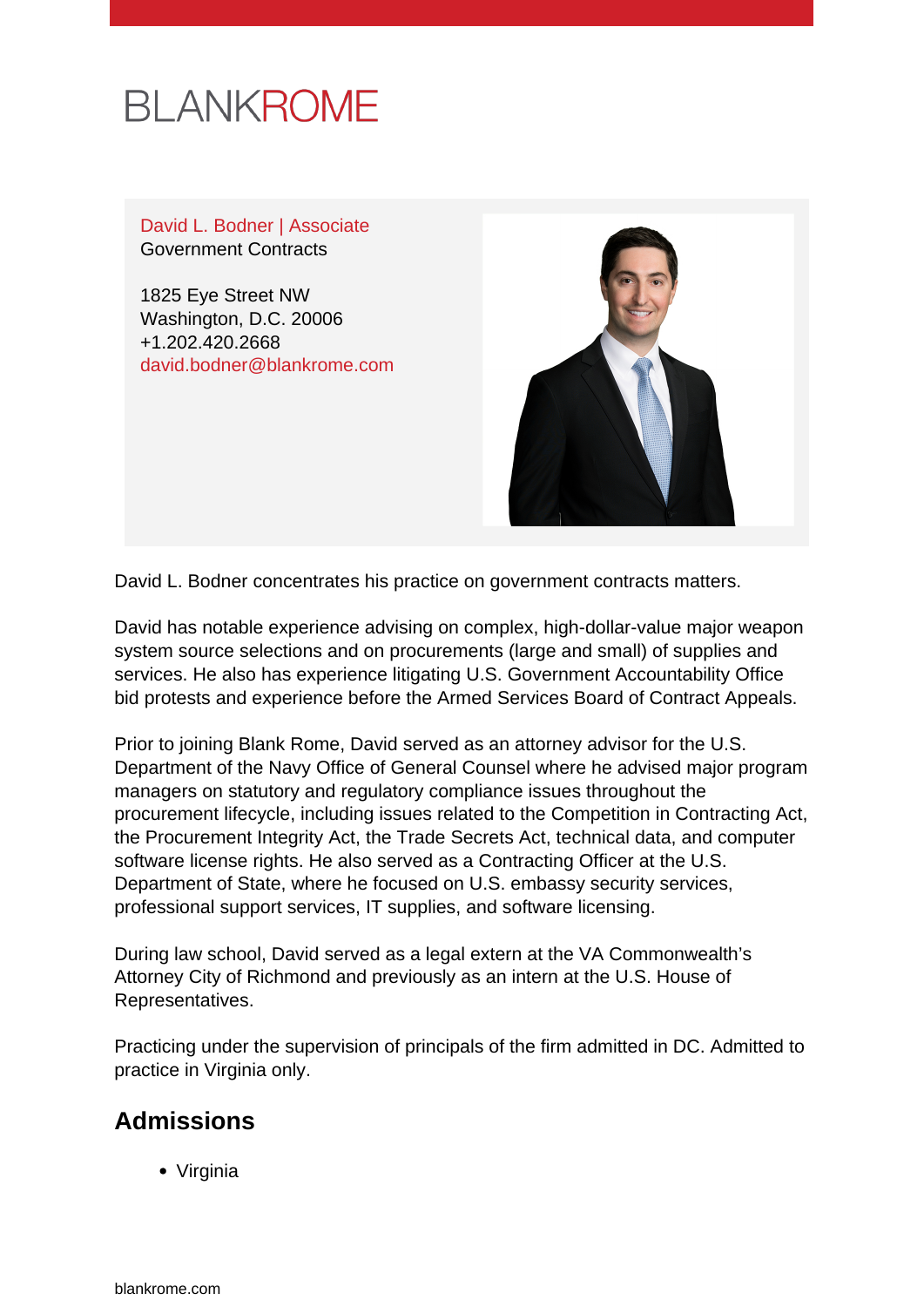BLANKROME

David L. Bodner | Associate
Government Contracts

1825 Eye Street NW
Washington, D.C. 20006
+1.202.420.2668
david.bodner@blankrome.com

David L. Bodner concentrates his practice on government contracts matters.

David has notable experience advising on complex, high-dollar-value major weapon system source selections and on procurements (large and small) of supplies and services. He also has experience litigating U.S. Government Accountability Office bid protests and experience before the Armed Services Board of Contract Appeals.

Prior to joining Blank Rome, David served as an attorney advisor for the U.S. Department of the Navy Office of General Counsel where he advised major program managers on statutory and regulatory compliance issues throughout the procurement lifecycle, including issues related to the Competition in Contracting Act, the Procurement Integrity Act, the Trade Secrets Act, technical data, and computer software license rights. He also served as a Contracting Officer at the U.S. Department of State, where he focused on U.S. embassy security services, professional support services, IT supplies, and software licensing.

During law school, David served as a legal extern at the VA Commonwealth's Attorney City of Richmond and previously as an intern at the U.S. House of Representatives.

Practicing under the supervision of principals of the firm admitted in DC. Admitted to practice in Virginia only.

## Admissions

- Virginia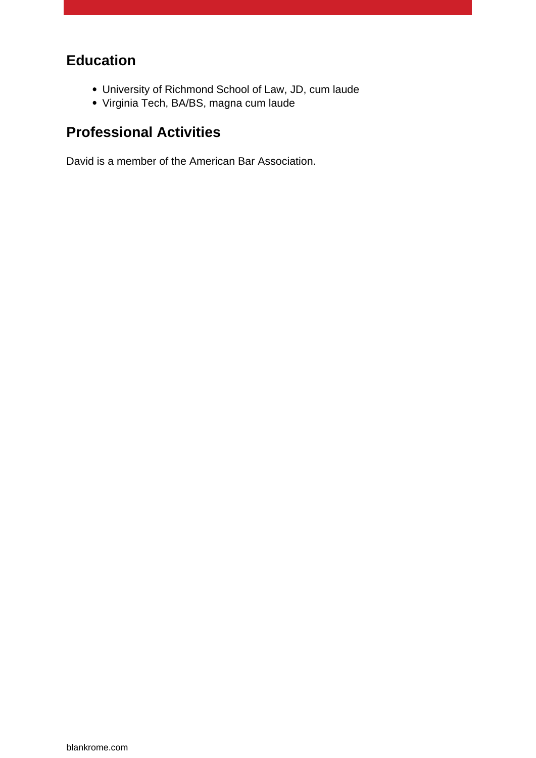## Education

- University of Richmond School of Law, JD, cum laude
- Virginia Tech, BA/BS, magna cum laude

## Professional Activities

David is a member of the American Bar Association.